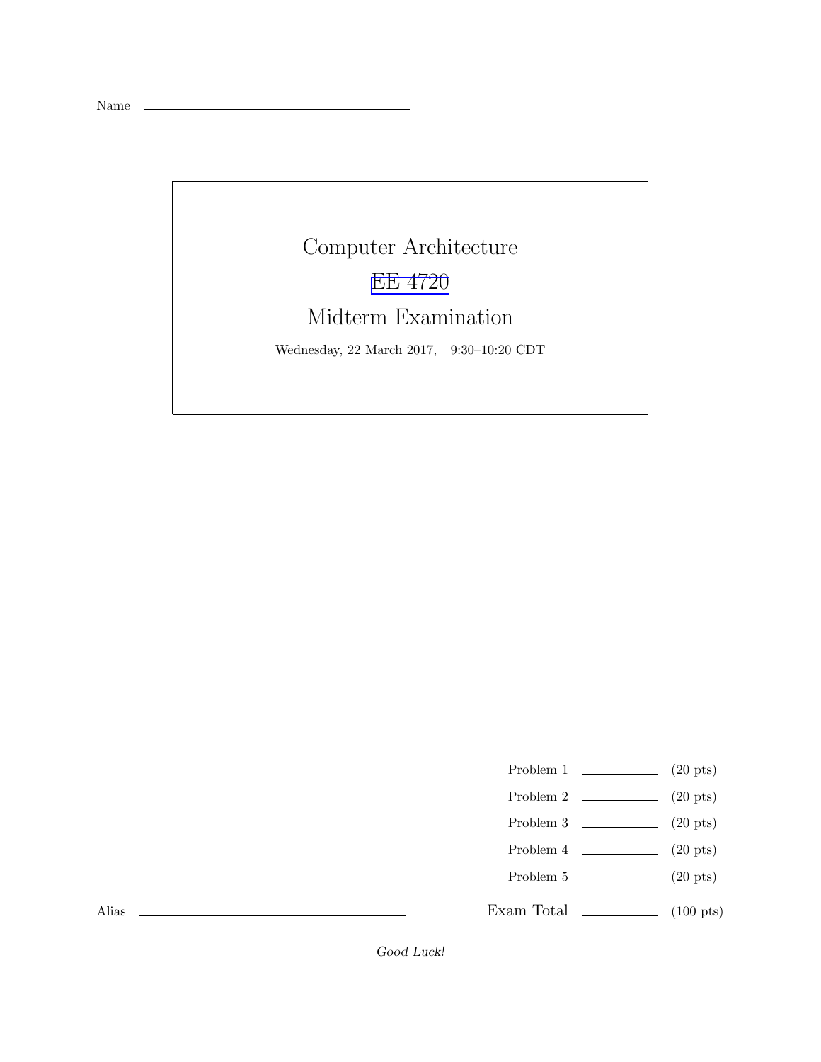Name \_\_\_\_\_\_\_\_\_\_\_\_\_\_\_\_\_\_\_\_\_\_\_\_\_\_\_\_\_\_\_\_

# Computer Architecture

# EE 4720

# Midterm Examination

Wednesday, 22 March 2017, 9:30–10:20 CDT

| | | |
|---|---|---|
| Problem 1 | \_\_\_\_\_\_\_\_\_\_ | (20 pts) |
| Problem 2 | \_\_\_\_\_\_\_\_\_\_ | (20 pts) |
| Problem 3 | \_\_\_\_\_\_\_\_\_\_ | (20 pts) |
| Problem 4 | \_\_\_\_\_\_\_\_\_\_ | (20 pts) |
| Problem 5 | \_\_\_\_\_\_\_\_\_\_ | (20 pts) |
| Exam Total | \_\_\_\_\_\_\_\_\_\_ | (100 pts) |

Alias \_\_\_\_\_\_\_\_\_\_\_\_\_\_\_\_\_\_\_\_\_\_\_\_\_\_\_\_\_\_\_\_

*Good Luck!*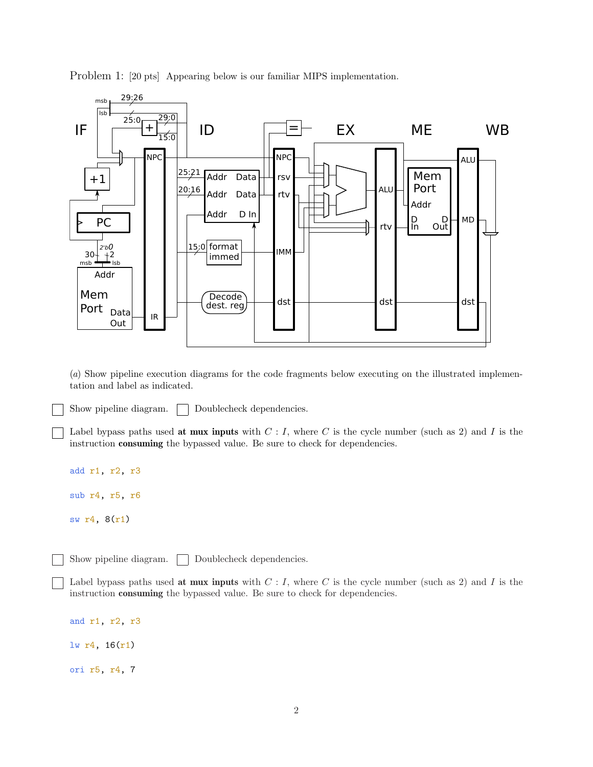Problem 1: [20 pts] Appearing below is our familiar MIPS implementation.

(*a*) Show pipeline execution diagrams for the code fragments below executing on the illustrated implementation and label as indicated.

☐ Show pipeline diagram. ☐ Doublecheck dependencies.

☐ Label bypass paths used **at mux inputs** with $C : I$, where $C$ is the cycle number (such as 2) and $I$ is the instruction **consuming** the bypassed value. Be sure to check for dependencies.

```
add r1, r2, r3

sub r4, r5, r6

sw r4, 8(r1)
```

☐ Show pipeline diagram. ☐ Doublecheck dependencies.

☐ Label bypass paths used **at mux inputs** with $C : I$, where $C$ is the cycle number (such as 2) and $I$ is the instruction **consuming** the bypassed value. Be sure to check for dependencies.

```
and r1, r2, r3

lw r4, 16(r1)

ori r5, r4, 7
```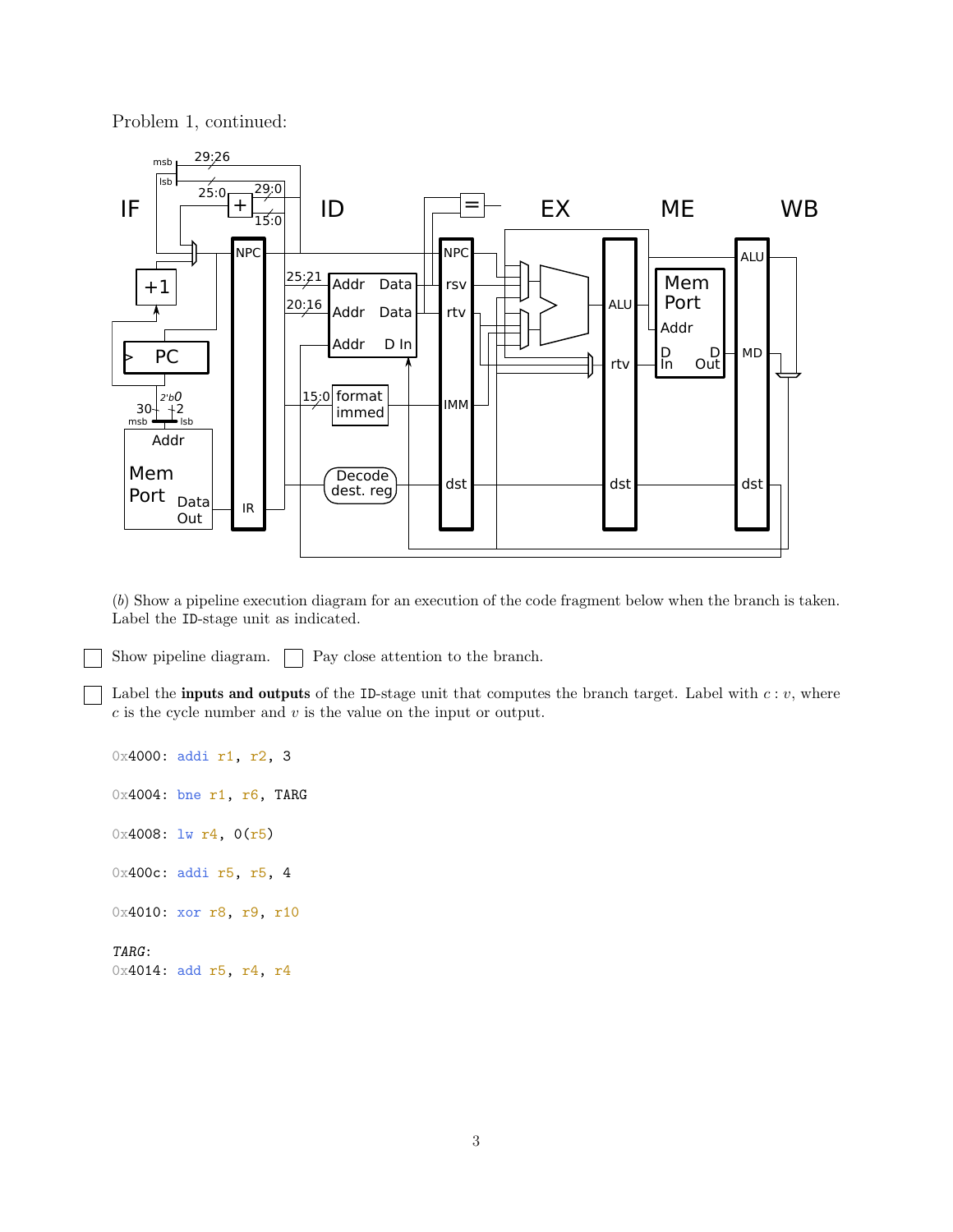Problem 1, continued:

(*b*) Show a pipeline execution diagram for an execution of the code fragment below when the branch is taken. Label the `ID`-stage unit as indicated.

☐ Show pipeline diagram. ☐ Pay close attention to the branch.

☐ Label the **inputs and outputs** of the `ID`-stage unit that computes the branch target. Label with $c : v$, where $c$ is the cycle number and $v$ is the value on the input or output.

```
0x4000: addi r1, r2, 3

0x4004: bne r1, r6, TARG

0x4008: lw r4, 0(r5)

0x400c: addi r5, r5, 4

0x4010: xor r8, r9, r10

TARG:
0x4014: add r5, r4, r4
```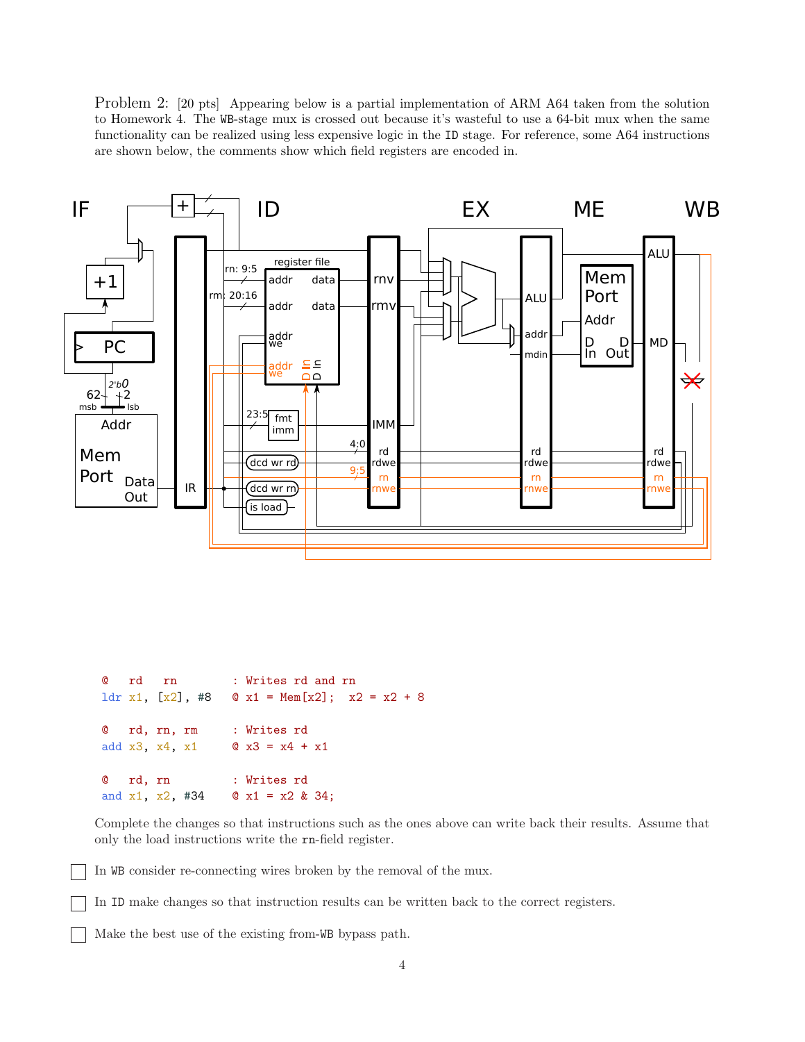Problem 2: [20 pts] Appearing below is a partial implementation of ARM A64 taken from the solution to Homework 4. The WB-stage mux is crossed out because it's wasteful to use a 64-bit mux when the same functionality can be realized using less expensive logic in the ID stage. For reference, some A64 instructions are shown below, the comments show which field registers are encoded in.

```
@   rd   rn         : Writes rd and rn
ldr x1, [x2], #8    @ x1 = Mem[x2];  x2 = x2 + 8

@   rd, rn, rm      : Writes rd
add x3, x4, x1      @ x3 = x4 + x1

@   rd, rn          : Writes rd
and x1, x2, #34     @ x1 = x2 & 34;
```

Complete the changes so that instructions such as the ones above can write back their results. Assume that only the load instructions write the `rn`-field register.

☐ In WB consider re-connecting wires broken by the removal of the mux.

☐ In ID make changes so that instruction results can be written back to the correct registers.

☐ Make the best use of the existing from-WB bypass path.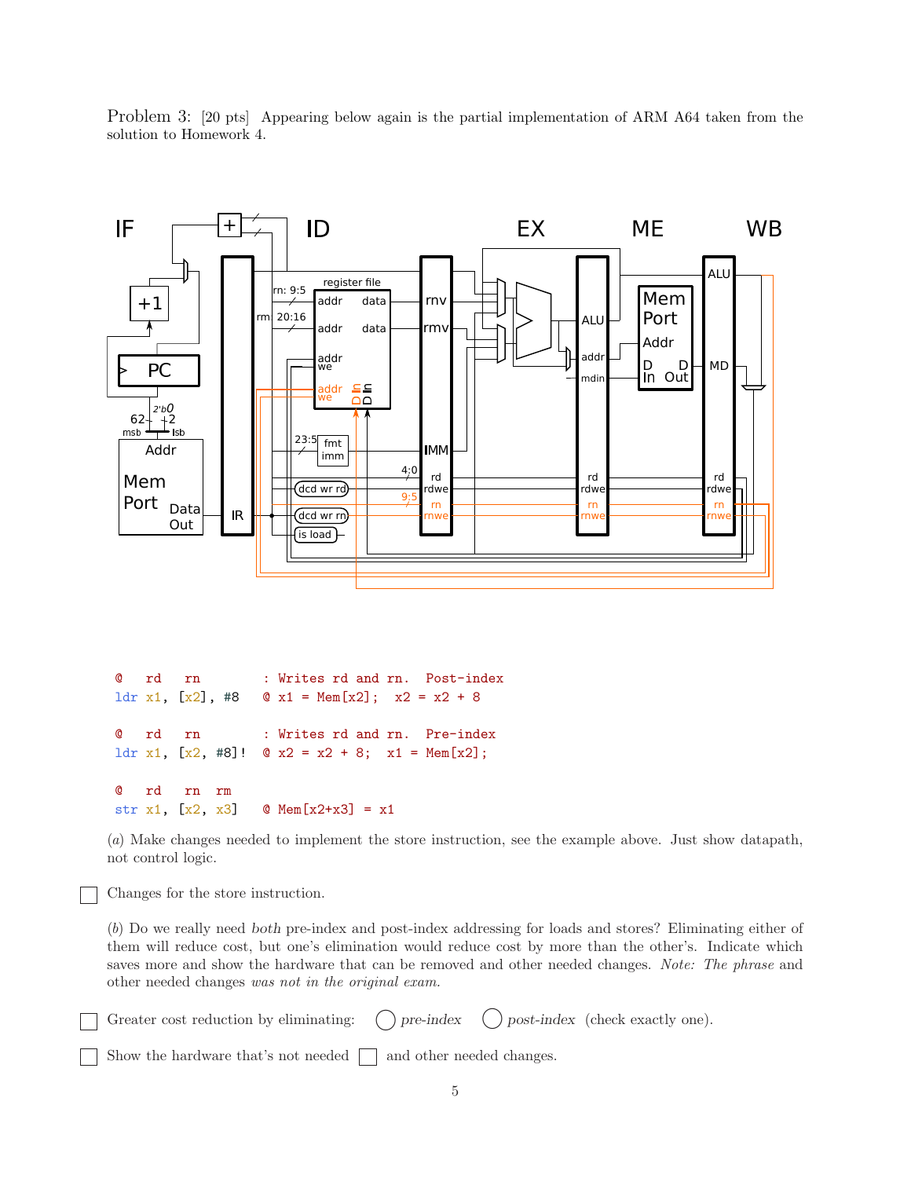Problem 3: [20 pts] Appearing below again is the partial implementation of ARM A64 taken from the solution to Homework 4.

```
@   rd   rn          : Writes rd and rn.  Post-index
ldr x1, [x2], #8    @ x1 = Mem[x2];  x2 = x2 + 8

@   rd   rn          : Writes rd and rn.  Pre-index
ldr x1, [x2, #8]!   @ x2 = x2 + 8;  x1 = Mem[x2];

@   rd   rn  rm
str x1, [x2, x3]    @ Mem[x2+x3] = x1
```

(*a*) Make changes needed to implement the store instruction, see the example above. Just show datapath, not control logic.

☐ Changes for the store instruction.

(*b*) Do we really need *both* pre-index and post-index addressing for loads and stores? Eliminating either of them will reduce cost, but one's elimination would reduce cost by more than the other's. Indicate which saves more and show the hardware that can be removed and other needed changes. *Note: The phrase* and other needed changes *was not in the original exam.*

☐ Greater cost reduction by eliminating: ◯ *pre-index* ◯ *post-index* (check exactly one).

☐ Show the hardware that's not needed ☐ and other needed changes.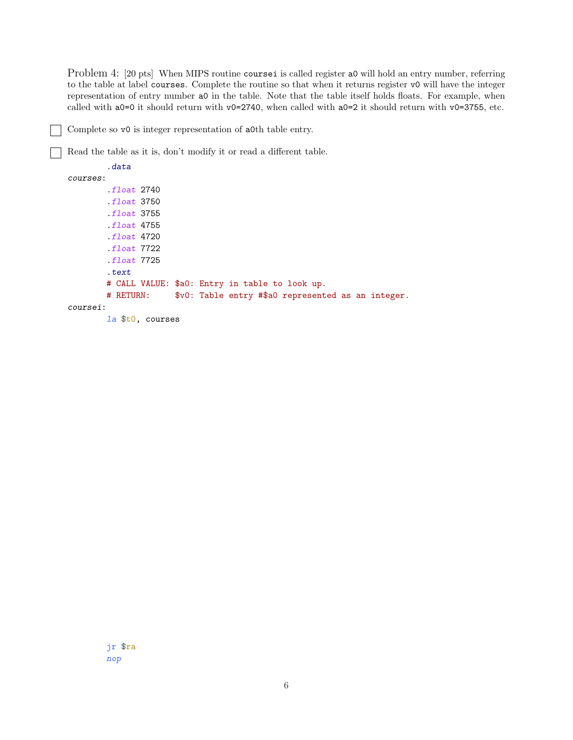Problem 4: [20 pts] When MIPS routine `coursei` is called register `a0` will hold an entry number, referring to the table at label `courses`. Complete the routine so that when it returns register `v0` will have the integer representation of entry number `a0` in the table. Note that the table itself holds floats. For example, when called with `a0=0` it should return with `v0=2740`, when called with `a0=2` it should return with `v0=3755`, etc.

- [ ] Complete so `v0` is integer representation of `a0`th table entry.

- [ ] Read the table as it is, don't modify it or read a different table.

```
        .data
courses:
        .float 2740
        .float 3750
        .float 3755
        .float 4755
        .float 4720
        .float 7722
        .float 7725
        .text
        # CALL VALUE: $a0: Entry in table to look up.
        # RETURN:     $v0: Table entry #$a0 represented as an integer.
coursei:
        la $t0, courses








        jr $ra
        nop
```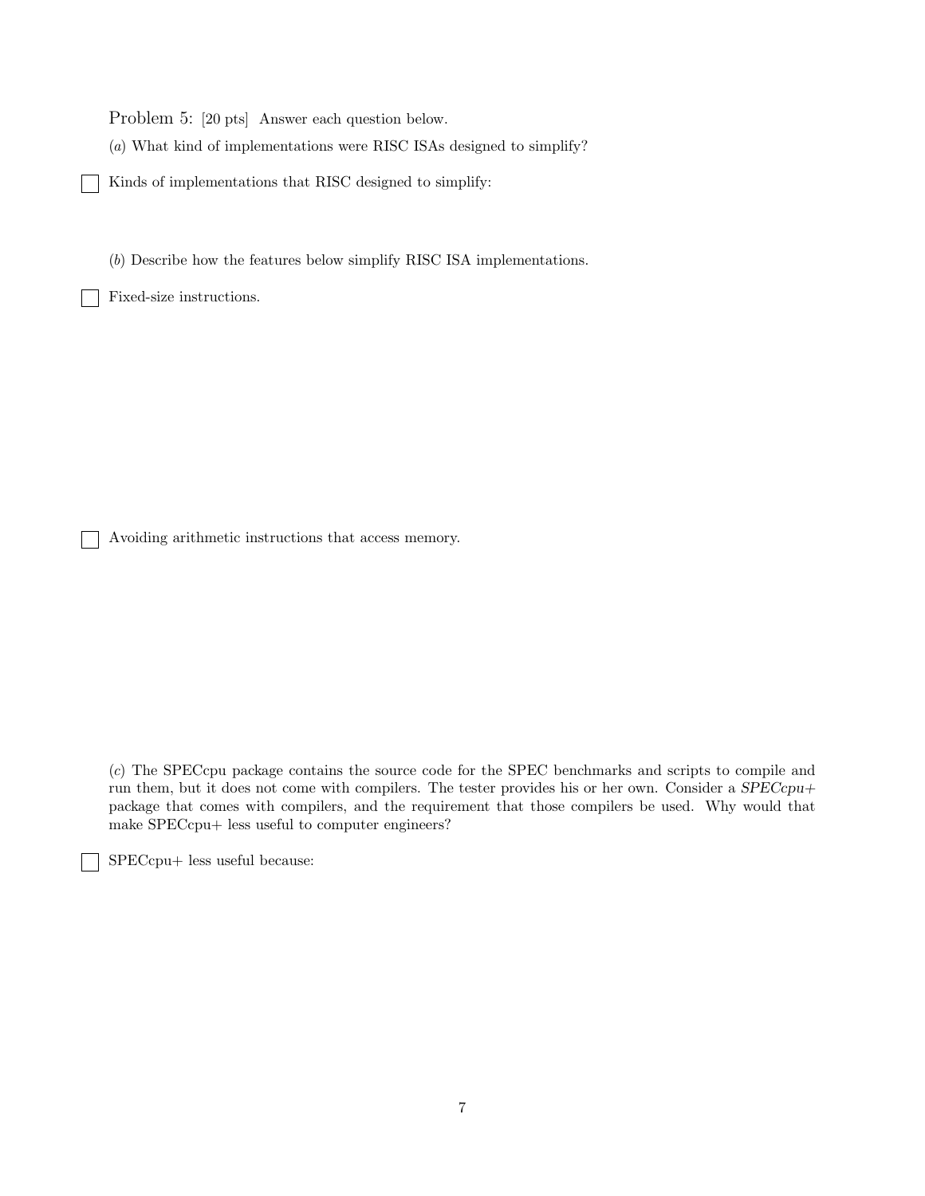Problem 5: [20 pts] Answer each question below.

(*a*) What kind of implementations were RISC ISAs designed to simplify?

☐ Kinds of implementations that RISC designed to simplify:

(*b*) Describe how the features below simplify RISC ISA implementations.

☐ Fixed-size instructions.

☐ Avoiding arithmetic instructions that access memory.

(*c*) The SPECcpu package contains the source code for the SPEC benchmarks and scripts to compile and run them, but it does not come with compilers. The tester provides his or her own. Consider a *SPECcpu+* package that comes with compilers, and the requirement that those compilers be used. Why would that make SPECcpu+ less useful to computer engineers?

☐ SPECcpu+ less useful because: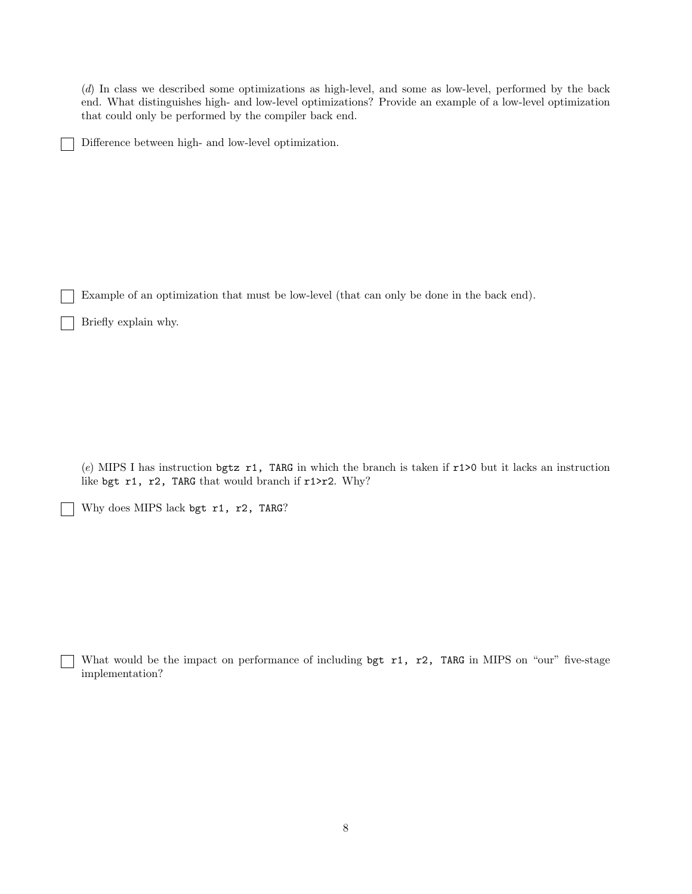(*d*) In class we described some optimizations as high-level, and some as low-level, performed by the back end. What distinguishes high- and low-level optimizations? Provide an example of a low-level optimization that could only be performed by the compiler back end.

☐ Difference between high- and low-level optimization.

☐ Example of an optimization that must be low-level (that can only be done in the back end).

☐ Briefly explain why.

(*e*) MIPS I has instruction `bgtz r1, TARG` in which the branch is taken if `r1>0` but it lacks an instruction like `bgt r1, r2, TARG` that would branch if `r1>r2`. Why?

☐ Why does MIPS lack `bgt r1, r2, TARG`?

☐ What would be the impact on performance of including `bgt r1, r2, TARG` in MIPS on "our" five-stage implementation?